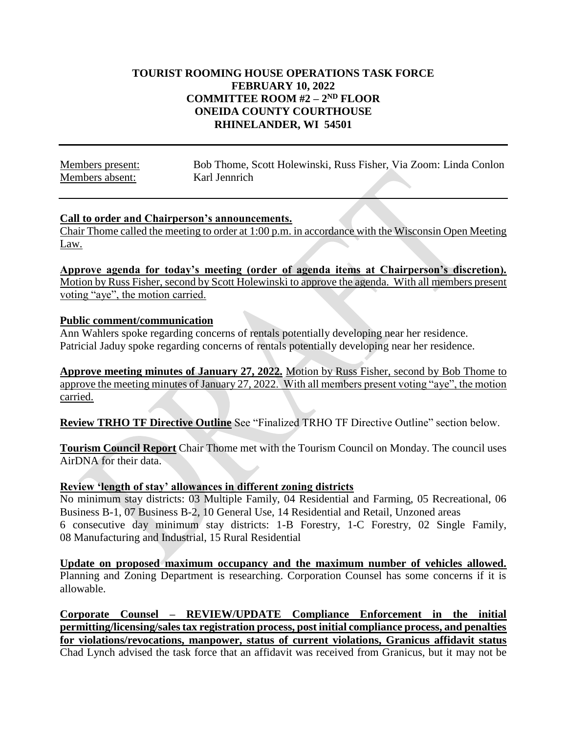**TOURIST ROOMING HOUSE OPERATIONS TASK FORCE**
**FEBRUARY 10, 2022**
**COMMITTEE ROOM #2 – 2ND FLOOR**
**ONEIDA COUNTY COURTHOUSE**
**RHINELANDER, WI 54501**

---

Members present: Bob Thome, Scott Holewinski, Russ Fisher, Via Zoom: Linda Conlon
Members absent: Karl Jennrich

---

**Call to order and Chairperson's announcements.**
Chair Thome called the meeting to order at 1:00 p.m. in accordance with the Wisconsin Open Meeting Law.

**Approve agenda for today's meeting (order of agenda items at Chairperson's discretion).** Motion by Russ Fisher, second by Scott Holewinski to approve the agenda. With all members present voting "aye", the motion carried.

**Public comment/communication**
Ann Wahlers spoke regarding concerns of rentals potentially developing near her residence.
Patricial Jaduy spoke regarding concerns of rentals potentially developing near her residence.

**Approve meeting minutes of January 27, 2022.** Motion by Russ Fisher, second by Bob Thome to approve the meeting minutes of January 27, 2022. With all members present voting "aye", the motion carried.

**Review TRHO TF Directive Outline** See "Finalized TRHO TF Directive Outline" section below.

**Tourism Council Report** Chair Thome met with the Tourism Council on Monday. The council uses AirDNA for their data.

**Review 'length of stay' allowances in different zoning districts**
No minimum stay districts: 03 Multiple Family, 04 Residential and Farming, 05 Recreational, 06 Business B-1, 07 Business B-2, 10 General Use, 14 Residential and Retail, Unzoned areas
6 consecutive day minimum stay districts: 1-B Forestry, 1-C Forestry, 02 Single Family, 08 Manufacturing and Industrial, 15 Rural Residential

**Update on proposed maximum occupancy and the maximum number of vehicles allowed.** Planning and Zoning Department is researching. Corporation Counsel has some concerns if it is allowable.

**Corporate Counsel – REVIEW/UPDATE Compliance Enforcement in the initial permitting/licensing/sales tax registration process, post initial compliance process, and penalties for violations/revocations, manpower, status of current violations, Granicus affidavit status**
Chad Lynch advised the task force that an affidavit was received from Granicus, but it may not be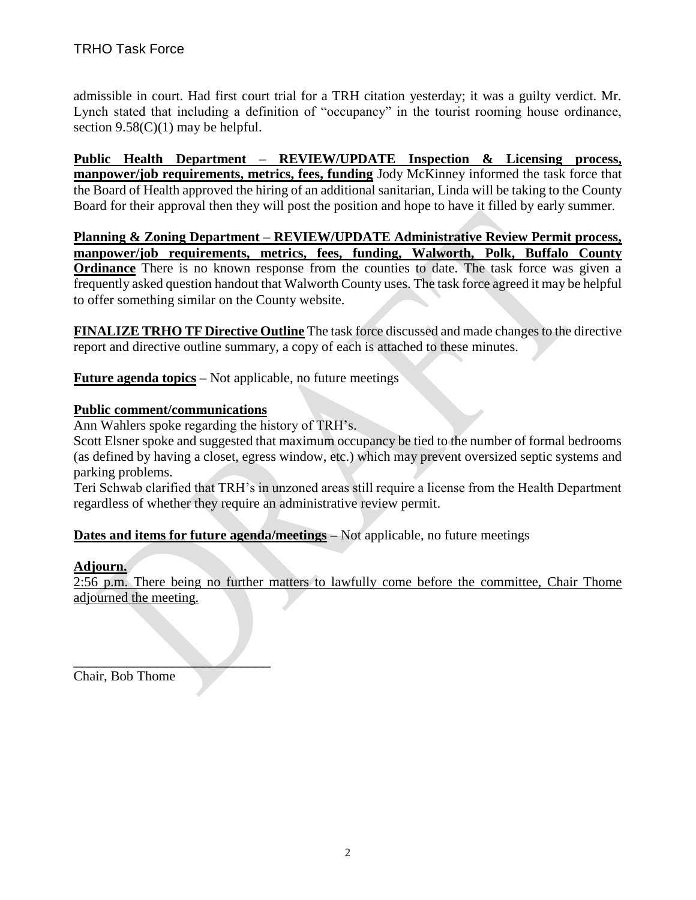admissible in court. Had first court trial for a TRH citation yesterday; it was a guilty verdict. Mr. Lynch stated that including a definition of "occupancy" in the tourist rooming house ordinance, section 9.58(C)(1) may be helpful.

**Public Health Department – REVIEW/UPDATE Inspection & Licensing process, manpower/job requirements, metrics, fees, funding** Jody McKinney informed the task force that the Board of Health approved the hiring of an additional sanitarian, Linda will be taking to the County Board for their approval then they will post the position and hope to have it filled by early summer.

**Planning & Zoning Department – REVIEW/UPDATE Administrative Review Permit process, manpower/job requirements, metrics, fees, funding, Walworth, Polk, Buffalo County Ordinance** There is no known response from the counties to date. The task force was given a frequently asked question handout that Walworth County uses. The task force agreed it may be helpful to offer something similar on the County website.

**FINALIZE TRHO TF Directive Outline** The task force discussed and made changes to the directive report and directive outline summary, a copy of each is attached to these minutes.

**Future agenda topics** – Not applicable, no future meetings

**Public comment/communications**

Ann Wahlers spoke regarding the history of TRH's.

Scott Elsner spoke and suggested that maximum occupancy be tied to the number of formal bedrooms (as defined by having a closet, egress window, etc.) which may prevent oversized septic systems and parking problems.

Teri Schwab clarified that TRH's in unzoned areas still require a license from the Health Department regardless of whether they require an administrative review permit.

**Dates and items for future agenda/meetings** – Not applicable, no future meetings

**Adjourn.**

2:56 p.m. There being no further matters to lawfully come before the committee, Chair Thome adjourned the meeting.

\_\_\_\_\_\_\_\_\_\_\_\_\_\_\_\_\_\_\_\_\_\_\_\_\_\_\_\_\_\_

Chair, Bob Thome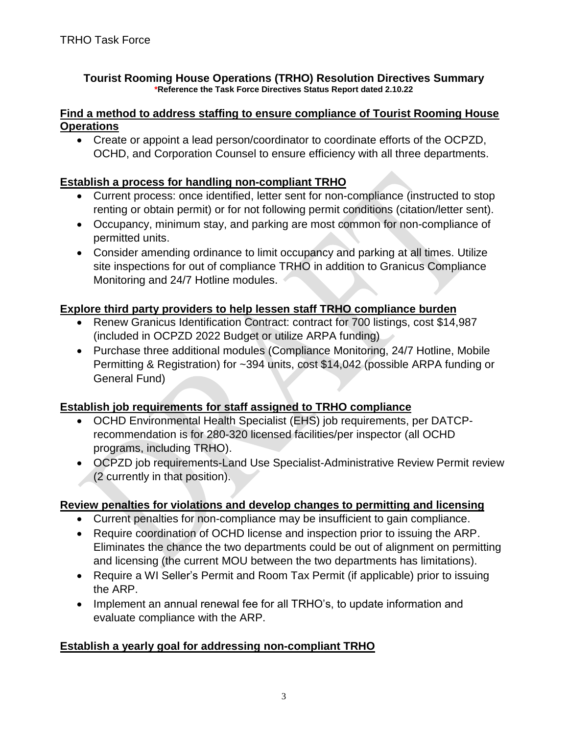TRHO Task Force

## Tourist Rooming House Operations (TRHO) Resolution Directives Summary

***Reference the Task Force Directives Status Report dated 2.10.22**

### Find a method to address staffing to ensure compliance of Tourist Rooming House Operations

- Create or appoint a lead person/coordinator to coordinate efforts of the OCPZD, OCHD, and Corporation Counsel to ensure efficiency with all three departments.

### Establish a process for handling non-compliant TRHO

- Current process: once identified, letter sent for non-compliance (instructed to stop renting or obtain permit) or for not following permit conditions (citation/letter sent).
- Occupancy, minimum stay, and parking are most common for non-compliance of permitted units.
- Consider amending ordinance to limit occupancy and parking at all times. Utilize site inspections for out of compliance TRHO in addition to Granicus Compliance Monitoring and 24/7 Hotline modules.

### Explore third party providers to help lessen staff TRHO compliance burden

- Renew Granicus Identification Contract: contract for 700 listings, cost $14,987 (included in OCPZD 2022 Budget or utilize ARPA funding)
- Purchase three additional modules (Compliance Monitoring, 24/7 Hotline, Mobile Permitting & Registration) for ~394 units, cost $14,042 (possible ARPA funding or General Fund)

### Establish job requirements for staff assigned to TRHO compliance

- OCHD Environmental Health Specialist (EHS) job requirements, per DATCP-recommendation is for 280-320 licensed facilities/per inspector (all OCHD programs, including TRHO).
- OCPZD job requirements-Land Use Specialist-Administrative Review Permit review (2 currently in that position).

### Review penalties for violations and develop changes to permitting and licensing

- Current penalties for non-compliance may be insufficient to gain compliance.
- Require coordination of OCHD license and inspection prior to issuing the ARP. Eliminates the chance the two departments could be out of alignment on permitting and licensing (the current MOU between the two departments has limitations).
- Require a WI Seller's Permit and Room Tax Permit (if applicable) prior to issuing the ARP.
- Implement an annual renewal fee for all TRHO's, to update information and evaluate compliance with the ARP.

### Establish a yearly goal for addressing non-compliant TRHO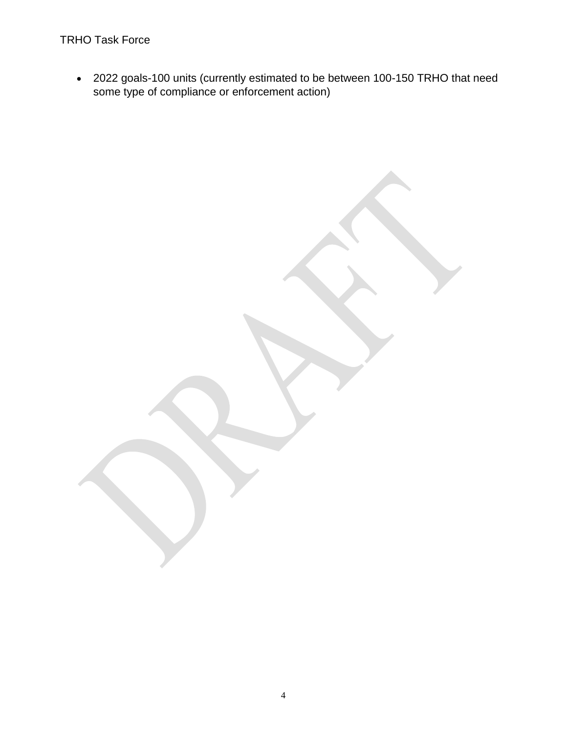- 2022 goals-100 units (currently estimated to be between 100-150 TRHO that need some type of compliance or enforcement action)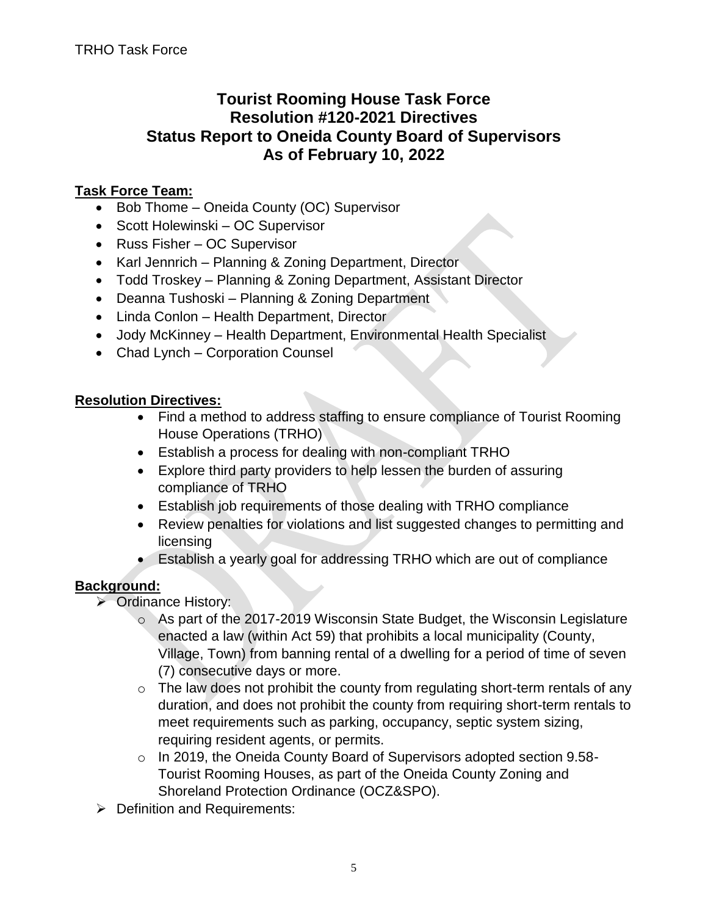# Tourist Rooming House Task Force
# Resolution #120-2021 Directives
# Status Report to Oneida County Board of Supervisors
# As of February 10, 2022

**Task Force Team:**

- Bob Thome – Oneida County (OC) Supervisor
- Scott Holewinski – OC Supervisor
- Russ Fisher – OC Supervisor
- Karl Jennrich – Planning & Zoning Department, Director
- Todd Troskey – Planning & Zoning Department, Assistant Director
- Deanna Tushoski – Planning & Zoning Department
- Linda Conlon – Health Department, Director
- Jody McKinney – Health Department, Environmental Health Specialist
- Chad Lynch – Corporation Counsel

**Resolution Directives:**

- Find a method to address staffing to ensure compliance of Tourist Rooming House Operations (TRHO)
- Establish a process for dealing with non-compliant TRHO
- Explore third party providers to help lessen the burden of assuring compliance of TRHO
- Establish job requirements of those dealing with TRHO compliance
- Review penalties for violations and list suggested changes to permitting and licensing
- Establish a yearly goal for addressing TRHO which are out of compliance

**Background:**

- Ordinance History:
  - As part of the 2017-2019 Wisconsin State Budget, the Wisconsin Legislature enacted a law (within Act 59) that prohibits a local municipality (County, Village, Town) from banning rental of a dwelling for a period of time of seven (7) consecutive days or more.
  - The law does not prohibit the county from regulating short-term rentals of any duration, and does not prohibit the county from requiring short-term rentals to meet requirements such as parking, occupancy, septic system sizing, requiring resident agents, or permits.
  - In 2019, the Oneida County Board of Supervisors adopted section 9.58-Tourist Rooming Houses, as part of the Oneida County Zoning and Shoreland Protection Ordinance (OCZ&SPO).
- Definition and Requirements: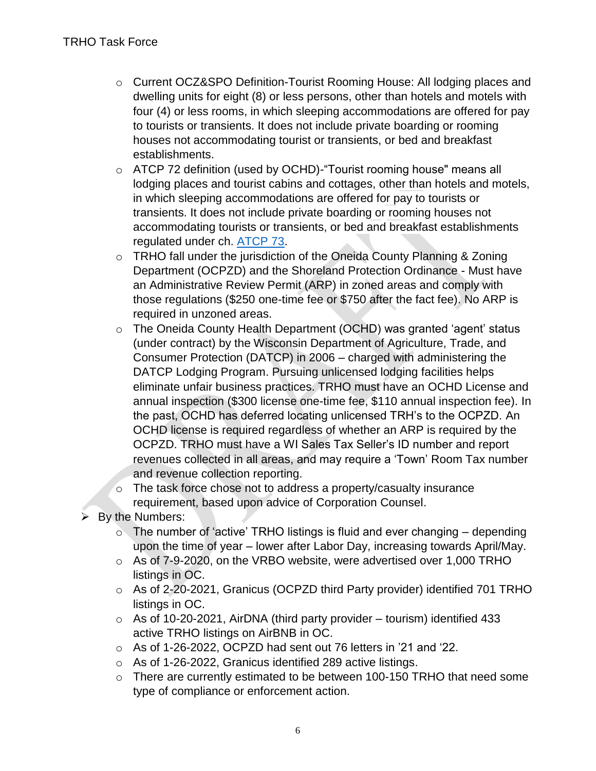- Current OCZ&SPO Definition-Tourist Rooming House: All lodging places and dwelling units for eight (8) or less persons, other than hotels and motels with four (4) or less rooms, in which sleeping accommodations are offered for pay to tourists or transients. It does not include private boarding or rooming houses not accommodating tourist or transients, or bed and breakfast establishments.
- ATCP 72 definition (used by OCHD)-"Tourist rooming house" means all lodging places and tourist cabins and cottages, other than hotels and motels, in which sleeping accommodations are offered for pay to tourists or transients. It does not include private boarding or rooming houses not accommodating tourists or transients, or bed and breakfast establishments regulated under ch. [ATCP 73](ATCP 73).
- TRHO fall under the jurisdiction of the Oneida County Planning & Zoning Department (OCPZD) and the Shoreland Protection Ordinance - Must have an Administrative Review Permit (ARP) in zoned areas and comply with those regulations ($250 one-time fee or $750 after the fact fee). No ARP is required in unzoned areas.
- The Oneida County Health Department (OCHD) was granted 'agent' status (under contract) by the Wisconsin Department of Agriculture, Trade, and Consumer Protection (DATCP) in 2006 – charged with administering the DATCP Lodging Program. Pursuing unlicensed lodging facilities helps eliminate unfair business practices. TRHO must have an OCHD License and annual inspection ($300 license one-time fee, $110 annual inspection fee). In the past, OCHD has deferred locating unlicensed TRH's to the OCPZD. An OCHD license is required regardless of whether an ARP is required by the OCPZD. TRHO must have a WI Sales Tax Seller's ID number and report revenues collected in all areas, and may require a 'Town' Room Tax number and revenue collection reporting.
- The task force chose not to address a property/casualty insurance requirement, based upon advice of Corporation Counsel.

- By the Numbers:
  - The number of 'active' TRHO listings is fluid and ever changing – depending upon the time of year – lower after Labor Day, increasing towards April/May.
  - As of 7-9-2020, on the VRBO website, were advertised over 1,000 TRHO listings in OC.
  - As of 2-20-2021, Granicus (OCPZD third Party provider) identified 701 TRHO listings in OC.
  - As of 10-20-2021, AirDNA (third party provider – tourism) identified 433 active TRHO listings on AirBNB in OC.
  - As of 1-26-2022, OCPZD had sent out 76 letters in '21 and '22.
  - As of 1-26-2022, Granicus identified 289 active listings.
  - There are currently estimated to be between 100-150 TRHO that need some type of compliance or enforcement action.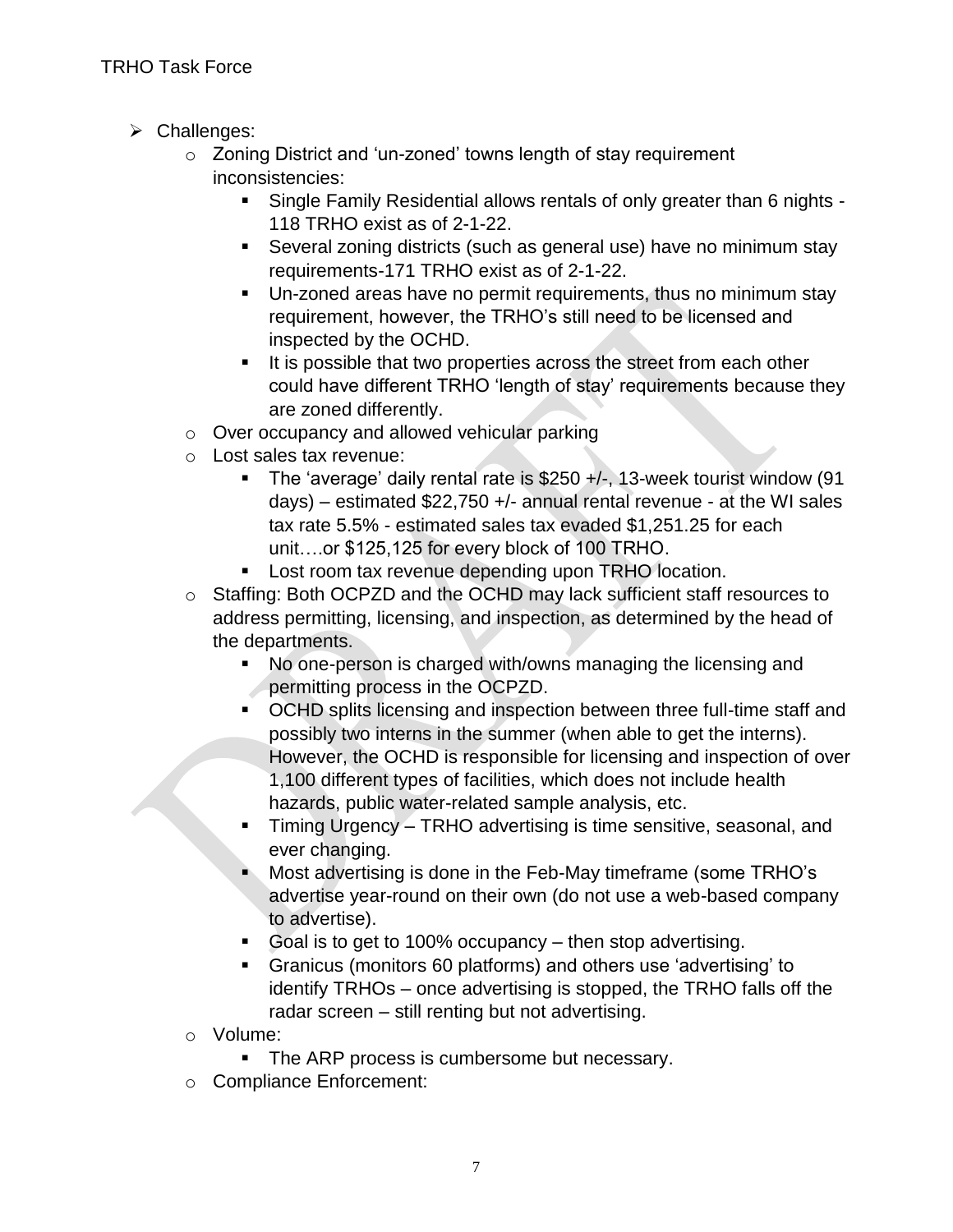- Challenges:
  - Zoning District and 'un-zoned' towns length of stay requirement inconsistencies:
    - Single Family Residential allows rentals of only greater than 6 nights - 118 TRHO exist as of 2-1-22.
    - Several zoning districts (such as general use) have no minimum stay requirements-171 TRHO exist as of 2-1-22.
    - Un-zoned areas have no permit requirements, thus no minimum stay requirement, however, the TRHO's still need to be licensed and inspected by the OCHD.
    - It is possible that two properties across the street from each other could have different TRHO 'length of stay' requirements because they are zoned differently.
  - Over occupancy and allowed vehicular parking
  - Lost sales tax revenue:
    - The 'average' daily rental rate is $250 +/-, 13-week tourist window (91 days) – estimated $22,750 +/- annual rental revenue - at the WI sales tax rate 5.5% - estimated sales tax evaded $1,251.25 for each unit….or $125,125 for every block of 100 TRHO.
    - Lost room tax revenue depending upon TRHO location.
  - Staffing: Both OCPZD and the OCHD may lack sufficient staff resources to address permitting, licensing, and inspection, as determined by the head of the departments.
    - No one-person is charged with/owns managing the licensing and permitting process in the OCPZD.
    - OCHD splits licensing and inspection between three full-time staff and possibly two interns in the summer (when able to get the interns). However, the OCHD is responsible for licensing and inspection of over 1,100 different types of facilities, which does not include health hazards, public water-related sample analysis, etc.
    - Timing Urgency – TRHO advertising is time sensitive, seasonal, and ever changing.
    - Most advertising is done in the Feb-May timeframe (some TRHO's advertise year-round on their own (do not use a web-based company to advertise).
    - Goal is to get to 100% occupancy – then stop advertising.
    - Granicus (monitors 60 platforms) and others use 'advertising' to identify TRHOs – once advertising is stopped, the TRHO falls off the radar screen – still renting but not advertising.
  - Volume:
    - The ARP process is cumbersome but necessary.
  - Compliance Enforcement: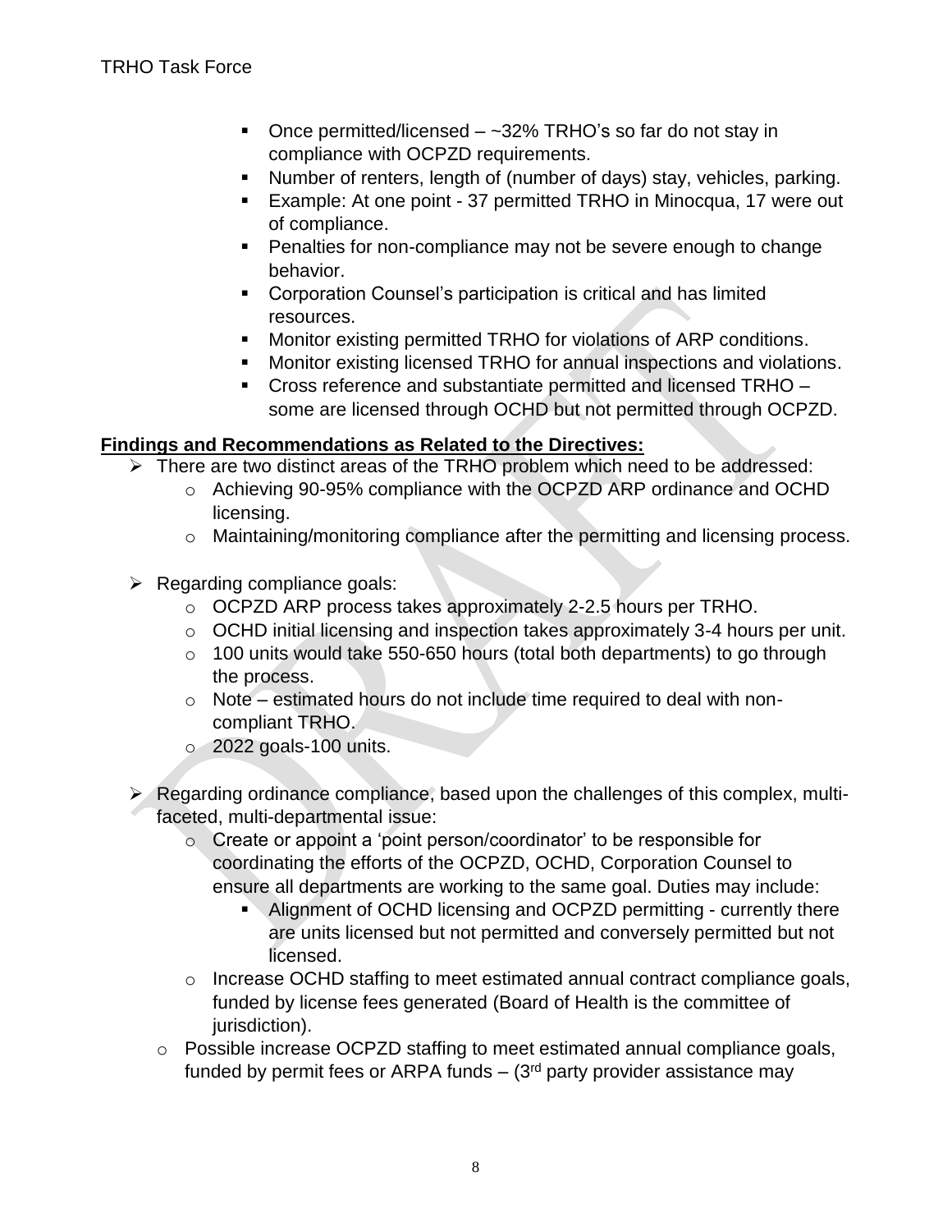- Once permitted/licensed – ~32% TRHO's so far do not stay in compliance with OCPZD requirements.
- Number of renters, length of (number of days) stay, vehicles, parking.
- Example: At one point - 37 permitted TRHO in Minocqua, 17 were out of compliance.
- Penalties for non-compliance may not be severe enough to change behavior.
- Corporation Counsel's participation is critical and has limited resources.
- Monitor existing permitted TRHO for violations of ARP conditions.
- Monitor existing licensed TRHO for annual inspections and violations.
- Cross reference and substantiate permitted and licensed TRHO – some are licensed through OCHD but not permitted through OCPZD.

**Findings and Recommendations as Related to the Directives:**

- There are two distinct areas of the TRHO problem which need to be addressed:
  - Achieving 90-95% compliance with the OCPZD ARP ordinance and OCHD licensing.
  - Maintaining/monitoring compliance after the permitting and licensing process.

- Regarding compliance goals:
  - OCPZD ARP process takes approximately 2-2.5 hours per TRHO.
  - OCHD initial licensing and inspection takes approximately 3-4 hours per unit.
  - 100 units would take 550-650 hours (total both departments) to go through the process.
  - Note – estimated hours do not include time required to deal with non-compliant TRHO.
  - 2022 goals-100 units.

- Regarding ordinance compliance, based upon the challenges of this complex, multi-faceted, multi-departmental issue:
  - Create or appoint a 'point person/coordinator' to be responsible for coordinating the efforts of the OCPZD, OCHD, Corporation Counsel to ensure all departments are working to the same goal. Duties may include:
    - Alignment of OCHD licensing and OCPZD permitting - currently there are units licensed but not permitted and conversely permitted but not licensed.
  - Increase OCHD staffing to meet estimated annual contract compliance goals, funded by license fees generated (Board of Health is the committee of jurisdiction).
  - Possible increase OCPZD staffing to meet estimated annual compliance goals, funded by permit fees or ARPA funds – (3rd party provider assistance may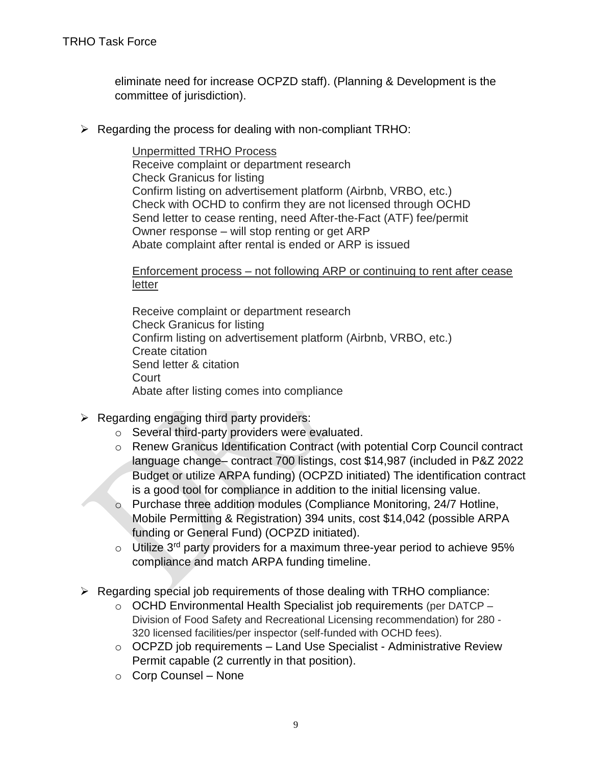eliminate need for increase OCPZD staff). (Planning & Development is the committee of jurisdiction).

- Regarding the process for dealing with non-compliant TRHO:

  Unpermitted TRHO Process
  Receive complaint or department research
  Check Granicus for listing
  Confirm listing on advertisement platform (Airbnb, VRBO, etc.)
  Check with OCHD to confirm they are not licensed through OCHD
  Send letter to cease renting, need After-the-Fact (ATF) fee/permit
  Owner response – will stop renting or get ARP
  Abate complaint after rental is ended or ARP is issued

  Enforcement process – not following ARP or continuing to rent after cease letter

  Receive complaint or department research
  Check Granicus for listing
  Confirm listing on advertisement platform (Airbnb, VRBO, etc.)
  Create citation
  Send letter & citation
  Court
  Abate after listing comes into compliance

- Regarding engaging third party providers:
  - Several third-party providers were evaluated.
  - Renew Granicus Identification Contract (with potential Corp Council contract language change– contract 700 listings, cost $14,987 (included in P&Z 2022 Budget or utilize ARPA funding) (OCPZD initiated) The identification contract is a good tool for compliance in addition to the initial licensing value.
  - Purchase three addition modules (Compliance Monitoring, 24/7 Hotline, Mobile Permitting & Registration) 394 units, cost $14,042 (possible ARPA funding or General Fund) (OCPZD initiated).
  - Utilize 3rd party providers for a maximum three-year period to achieve 95% compliance and match ARPA funding timeline.

- Regarding special job requirements of those dealing with TRHO compliance:
  - OCHD Environmental Health Specialist job requirements (per DATCP – Division of Food Safety and Recreational Licensing recommendation) for 280 - 320 licensed facilities/per inspector (self-funded with OCHD fees).
  - OCPZD job requirements – Land Use Specialist - Administrative Review Permit capable (2 currently in that position).
  - Corp Counsel – None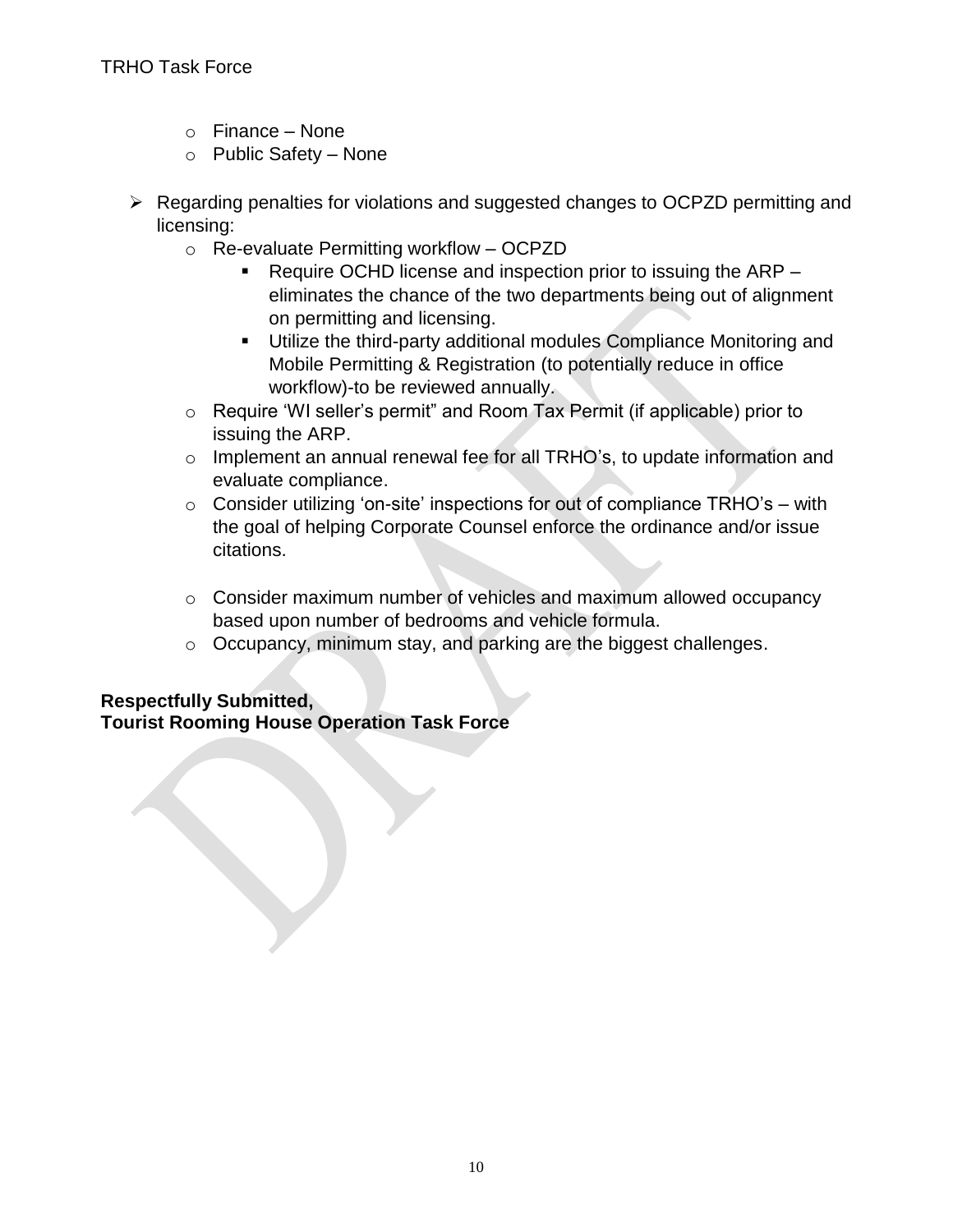- Finance – None
- Public Safety – None

- Regarding penalties for violations and suggested changes to OCPZD permitting and licensing:
  - Re-evaluate Permitting workflow – OCPZD
    - Require OCHD license and inspection prior to issuing the ARP – eliminates the chance of the two departments being out of alignment on permitting and licensing.
    - Utilize the third-party additional modules Compliance Monitoring and Mobile Permitting & Registration (to potentially reduce in office workflow)-to be reviewed annually.
  - Require 'WI seller's permit" and Room Tax Permit (if applicable) prior to issuing the ARP.
  - Implement an annual renewal fee for all TRHO's, to update information and evaluate compliance.
  - Consider utilizing 'on-site' inspections for out of compliance TRHO's – with the goal of helping Corporate Counsel enforce the ordinance and/or issue citations.

  - Consider maximum number of vehicles and maximum allowed occupancy based upon number of bedrooms and vehicle formula.
  - Occupancy, minimum stay, and parking are the biggest challenges.

**Respectfully Submitted,**
**Tourist Rooming House Operation Task Force**